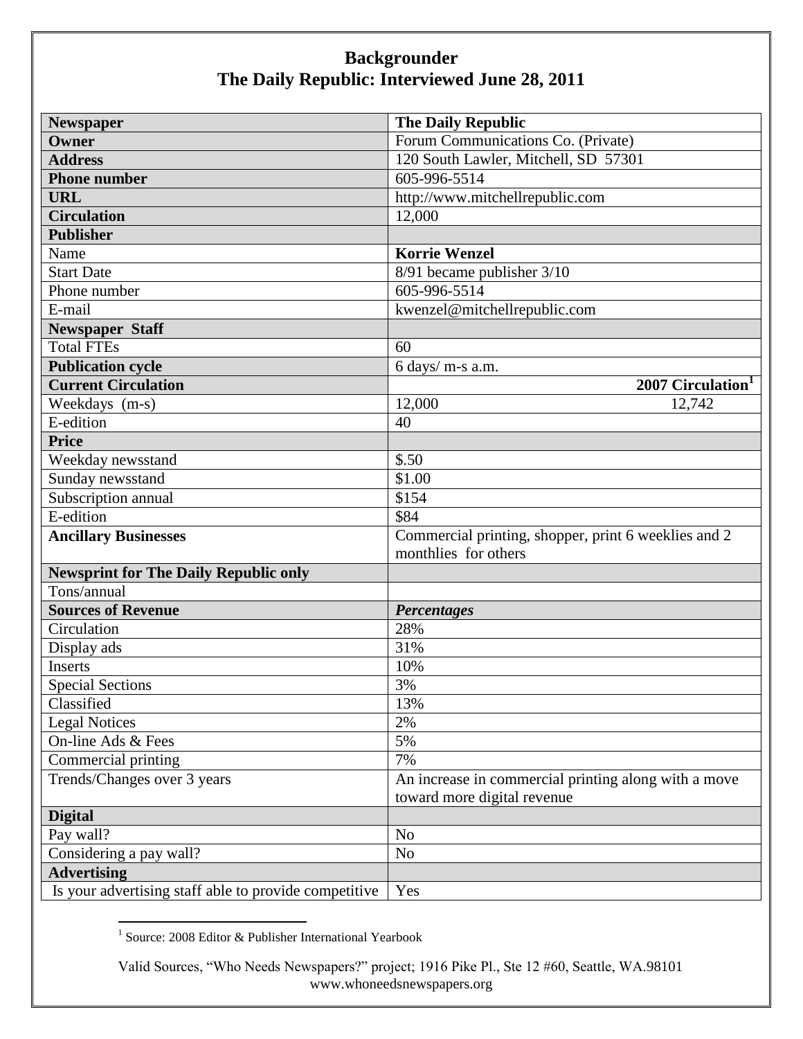# Backgrounder
## The Daily Republic: Interviewed June 28, 2011

| **Newspaper** | **The Daily Republic** | |
|---|---|---|
| **Owner** | Forum Communications Co. (Private) | |
| **Address** | 120 South Lawler, Mitchell, SD 57301 | |
| **Phone number** | 605-996-5514 | |
| **URL** | http://www.mitchellrepublic.com | |
| **Circulation** | 12,000 | |
| **Publisher** | | |
| Name | **Korrie Wenzel** | |
| Start Date | 8/91 became publisher 3/10 | |
| Phone number | 605-996-5514 | |
| E-mail | kwenzel@mitchellrepublic.com | |
| **Newspaper Staff** | | |
| Total FTEs | 60 | |
| **Publication cycle** | 6 days/ m-s a.m. | |
| **Current Circulation** | | **2007 Circulation[1]** |
| Weekdays (m-s) | 12,000 | 12,742 |
| E-edition | 40 | |
| **Price** | | |
| Weekday newsstand | $.50 | |
| Sunday newsstand | $1.00 | |
| Subscription annual | $154 | |
| E-edition | $84 | |
| **Ancillary Businesses** | Commercial printing, shopper, print 6 weeklies and 2 monthlies for others | |
| **Newsprint for The Daily Republic only** | | |
| Tons/annual | | |
| **Sources of Revenue** | ***Percentages*** | |
| Circulation | 28% | |
| Display ads | 31% | |
| Inserts | 10% | |
| Special Sections | 3% | |
| Classified | 13% | |
| Legal Notices | 2% | |
| On-line Ads & Fees | 5% | |
| Commercial printing | 7% | |
| Trends/Changes over 3 years | An increase in commercial printing along with a move toward more digital revenue | |
| **Digital** | | |
| Pay wall? | No | |
| Considering a pay wall? | No | |
| **Advertising** | | |
| Is your advertising staff able to provide competitive | Yes | |

[1] Source: 2008 Editor & Publisher International Yearbook

Valid Sources, "Who Needs Newspapers?" project; 1916 Pike Pl., Ste 12 #60, Seattle, WA.98101
www.whoneedsnewspapers.org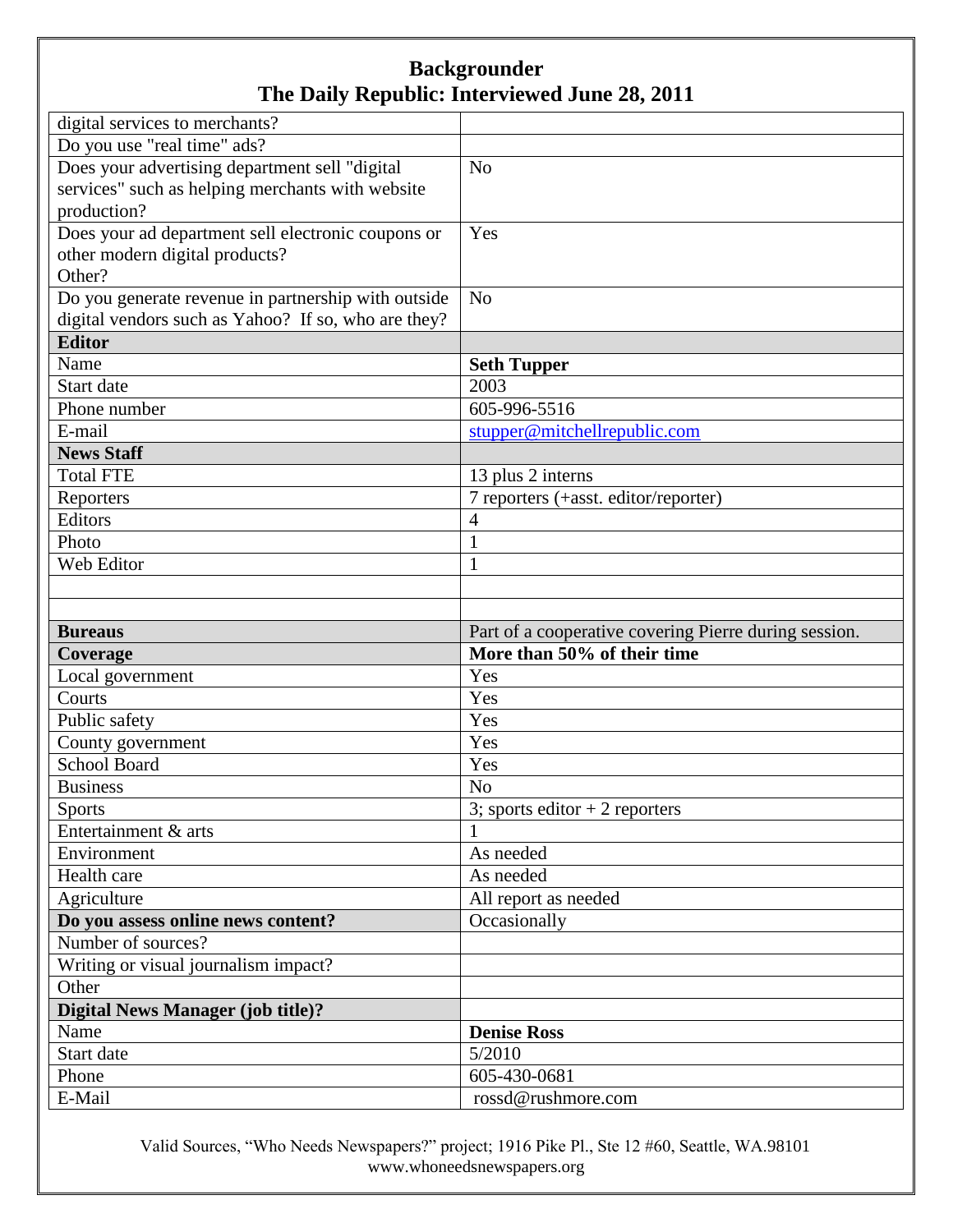# Backgrounder
## The Daily Republic: Interviewed June 28, 2011

| | |
|---|---|
| digital services to merchants? | |
| Do you use "real time" ads? | |
| Does your advertising department sell "digital services" such as helping merchants with website production? | No |
| Does your ad department sell electronic coupons or other modern digital products? Other? | Yes |
| Do you generate revenue in partnership with outside digital vendors such as Yahoo? If so, who are they? | No |
| **Editor** | |
| Name | **Seth Tupper** |
| Start date | 2003 |
| Phone number | 605-996-5516 |
| E-mail | stupper@mitchellrepublic.com |
| **News Staff** | |
| Total FTE | 13 plus 2 interns |
| Reporters | 7 reporters (+asst. editor/reporter) |
| Editors | 4 |
| Photo | 1 |
| Web Editor | 1 |
| | |
| | |
| **Bureaus** | Part of a cooperative covering Pierre during session. |
| **Coverage** | **More than 50% of their time** |
| Local government | Yes |
| Courts | Yes |
| Public safety | Yes |
| County government | Yes |
| School Board | Yes |
| Business | No |
| Sports | 3; sports editor + 2 reporters |
| Entertainment & arts | 1 |
| Environment | As needed |
| Health care | As needed |
| Agriculture | All report as needed |
| **Do you assess online news content?** | Occasionally |
| Number of sources? | |
| Writing or visual journalism impact? | |
| Other | |
| **Digital News Manager (job title)?** | |
| Name | **Denise Ross** |
| Start date | 5/2010 |
| Phone | 605-430-0681 |
| E-Mail | rossd@rushmore.com |

Valid Sources, "Who Needs Newspapers?" project; 1916 Pike Pl., Ste 12 #60, Seattle, WA.98101
www.whoneedsnewspapers.org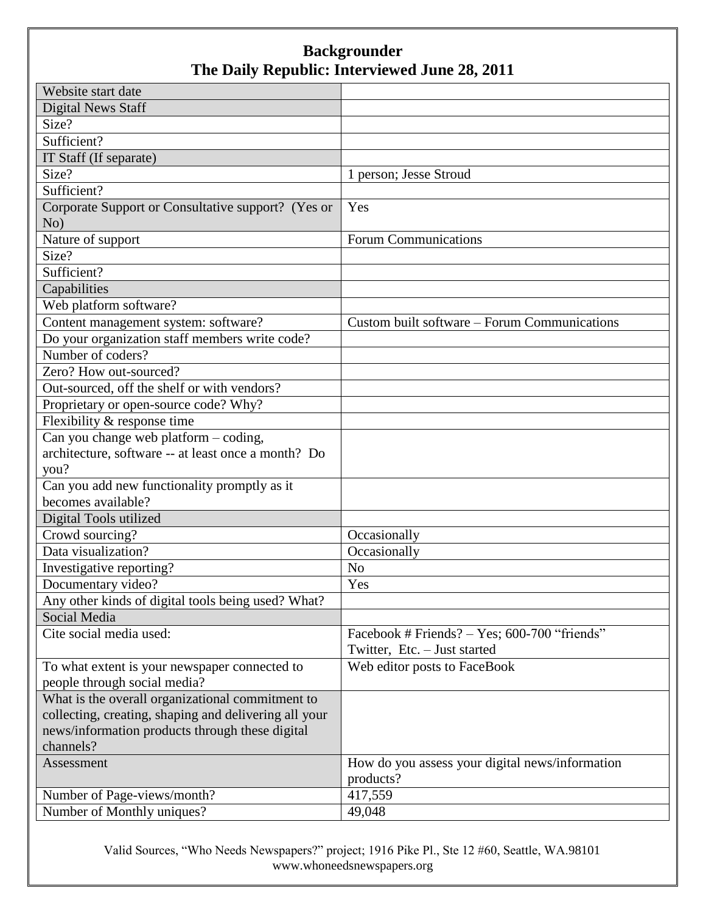# Backgrounder
## The Daily Republic: Interviewed June 28, 2011

| | |
|---|---|
| Website start date | |
| Digital News Staff | |
| Size? | |
| Sufficient? | |
| IT Staff (If separate) | |
| Size? | 1 person; Jesse Stroud |
| Sufficient? | |
| Corporate Support or Consultative support? (Yes or No) | Yes |
| Nature of support | Forum Communications |
| Size? | |
| Sufficient? | |
| Capabilities | |
| Web platform software? | |
| Content management system: software? | Custom built software – Forum Communications |
| Do your organization staff members write code? | |
| Number of coders? | |
| Zero? How out-sourced? | |
| Out-sourced, off the shelf or with vendors? | |
| Proprietary or open-source code? Why? | |
| Flexibility & response time | |
| Can you change web platform – coding, architecture, software -- at least once a month? Do you? | |
| Can you add new functionality promptly as it becomes available? | |
| Digital Tools utilized | |
| Crowd sourcing? | Occasionally |
| Data visualization? | Occasionally |
| Investigative reporting? | No |
| Documentary video? | Yes |
| Any other kinds of digital tools being used? What? | |
| Social Media | |
| Cite social media used: | Facebook # Friends? – Yes; 600-700 "friends"<br>Twitter, Etc. – Just started |
| To what extent is your newspaper connected to people through social media? | Web editor posts to FaceBook |
| What is the overall organizational commitment to collecting, creating, shaping and delivering all your news/information products through these digital channels? | |
| Assessment | How do you assess your digital news/information products? |
| Number of Page-views/month? | 417,559 |
| Number of Monthly uniques? | 49,048 |

Valid Sources, "Who Needs Newspapers?" project; 1916 Pike Pl., Ste 12 #60, Seattle, WA.98101
www.whoneedsnewspapers.org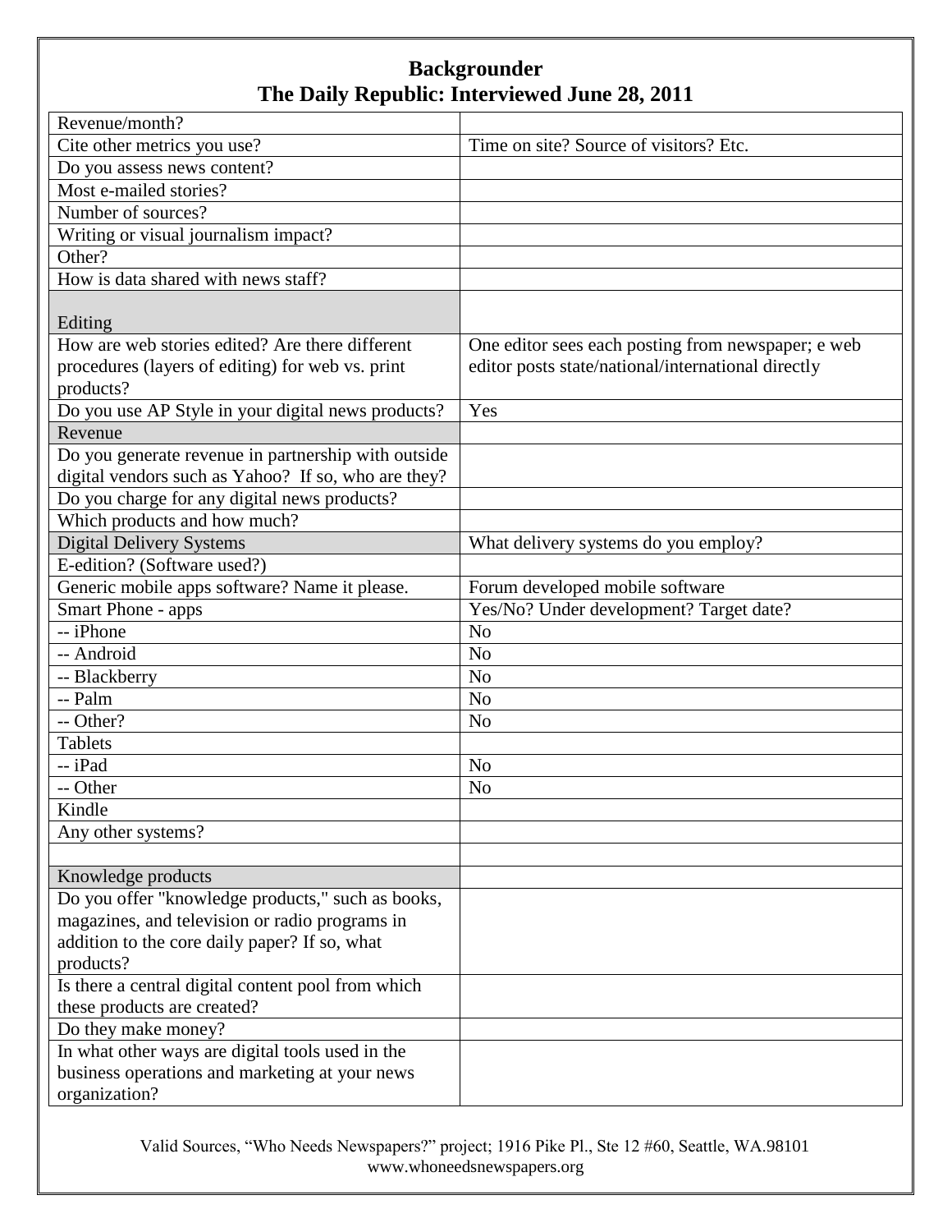## Backgrounder
## The Daily Republic: Interviewed June 28, 2011

| | |
|---|---|
| Revenue/month? | |
| Cite other metrics you use? | Time on site? Source of visitors? Etc. |
| Do you assess news content? | |
| Most e-mailed stories? | |
| Number of sources? | |
| Writing or visual journalism impact? | |
| Other? | |
| How is data shared with news staff? | |
| Editing | |
| How are web stories edited? Are there different procedures (layers of editing) for web vs. print products? | One editor sees each posting from newspaper; e web editor posts state/national/international directly |
| Do you use AP Style in your digital news products? | Yes |
| Revenue | |
| Do you generate revenue in partnership with outside digital vendors such as Yahoo? If so, who are they? | |
| Do you charge for any digital news products? | |
| Which products and how much? | |
| Digital Delivery Systems | What delivery systems do you employ? |
| E-edition? (Software used?) | |
| Generic mobile apps software? Name it please. | Forum developed mobile software |
| Smart Phone - apps | Yes/No? Under development? Target date? |
| -- iPhone | No |
| -- Android | No |
| -- Blackberry | No |
| -- Palm | No |
| -- Other? | No |
| Tablets | |
| -- iPad | No |
| -- Other | No |
| Kindle | |
| Any other systems? | |
| | |
| Knowledge products | |
| Do you offer "knowledge products," such as books, magazines, and television or radio programs in addition to the core daily paper? If so, what products? | |
| Is there a central digital content pool from which these products are created? | |
| Do they make money? | |
| In what other ways are digital tools used in the business operations and marketing at your news organization? | |

Valid Sources, "Who Needs Newspapers?" project; 1916 Pike Pl., Ste 12 #60, Seattle, WA.98101
www.whoneedsnewspapers.org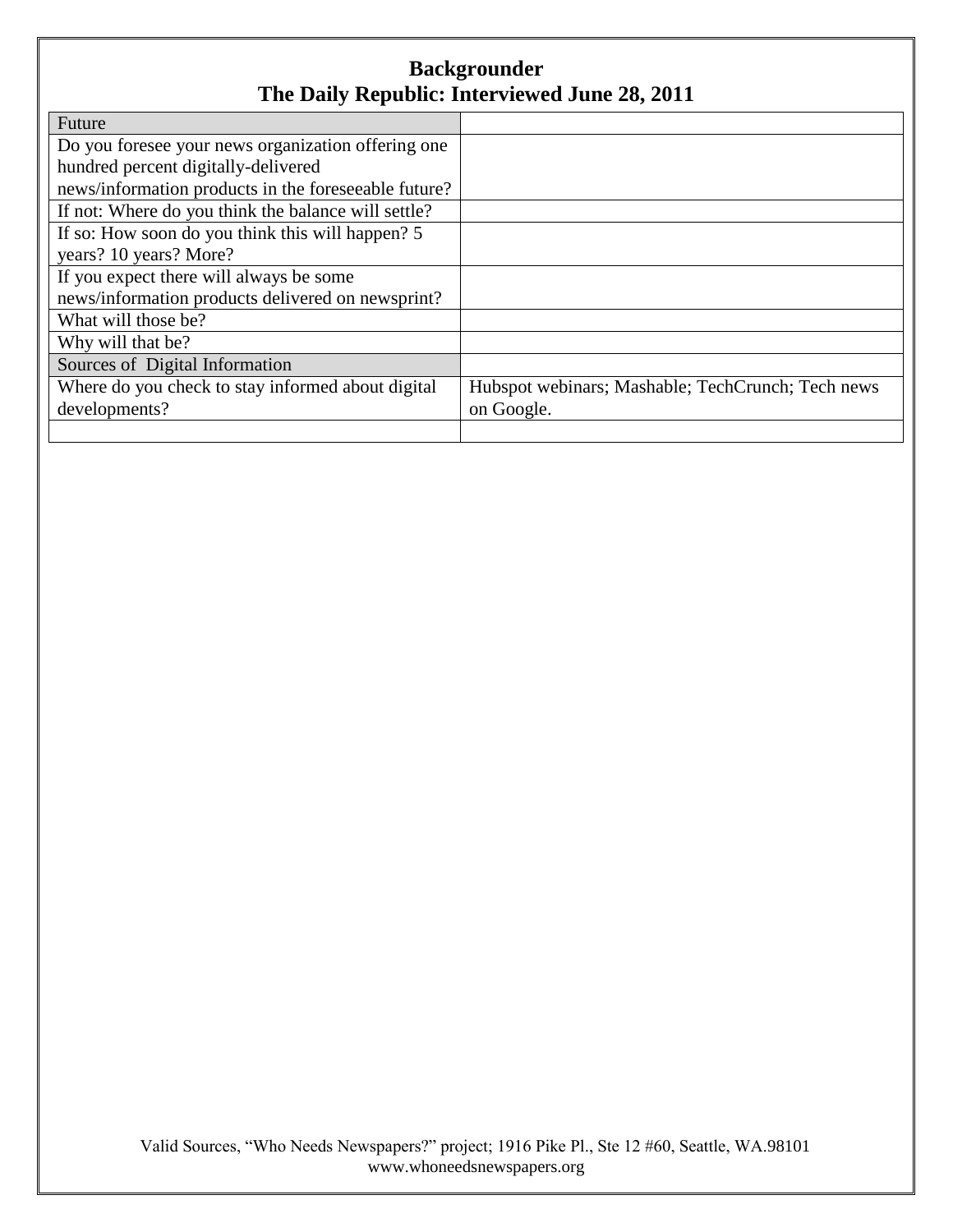# Backgrounder

## The Daily Republic: Interviewed June 28, 2011

| | |
|---|---|
| Future | |
| Do you foresee your news organization offering one hundred percent digitally-delivered news/information products in the foreseeable future? | |
| If not: Where do you think the balance will settle? | |
| If so: How soon do you think this will happen? 5 years? 10 years? More? | |
| If you expect there will always be some news/information products delivered on newsprint? | |
| What will those be? | |
| Why will that be? | |
| Sources of Digital Information | |
| Where do you check to stay informed about digital developments? | Hubspot webinars; Mashable; TechCrunch; Tech news on Google. |
| | |

Valid Sources, "Who Needs Newspapers?" project; 1916 Pike Pl., Ste 12 #60, Seattle, WA.98101
www.whoneedsnewspapers.org